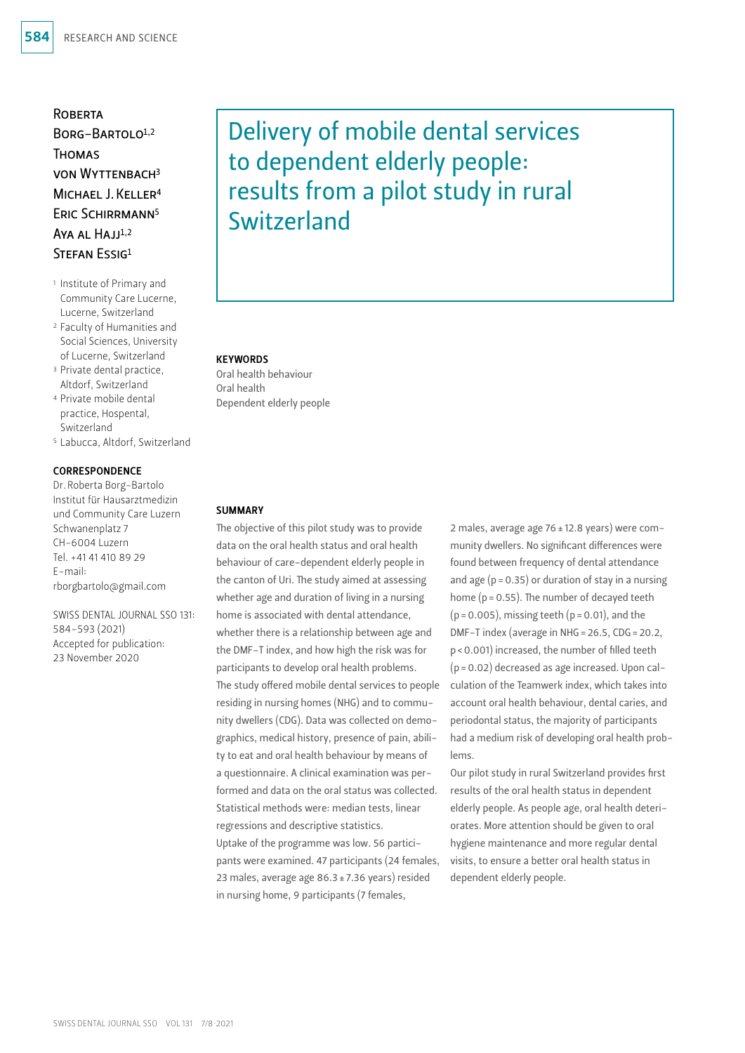# Delivery of mobile dental services to dependent elderly people: results from a pilot study in rural Switzerland

Roberta Borg-Bartolo[1,2]
Thomas von Wyttenbach[3]
Michael J. Keller[4]
Eric Schirrmann[5]
Aya al Hajj[1,2]
Stefan Essig[1]

[1] Institute of Primary and Community Care Lucerne, Lucerne, Switzerland
[2] Faculty of Humanities and Social Sciences, University of Lucerne, Switzerland
[3] Private dental practice, Altdorf, Switzerland
[4] Private mobile dental practice, Hospental, Switzerland
[5] Labucca, Altdorf, Switzerland

**CORRESPONDENCE**
Dr. Roberta Borg-Bartolo
Institut für Hausarztmedizin und Community Care Luzern
Schwanenplatz 7
CH-6004 Luzern
Tel. +41 41 410 89 29
E-mail: rborgbartolo@gmail.com

SWISS DENTAL JOURNAL SSO 131: 584–593 (2021)
Accepted for publication: 23 November 2020

**KEYWORDS**
Oral health behaviour
Oral health
Dependent elderly people

## SUMMARY

The objective of this pilot study was to provide data on the oral health status and oral health behaviour of care-dependent elderly people in the canton of Uri. The study aimed at assessing whether age and duration of living in a nursing home is associated with dental attendance, whether there is a relationship between age and the DMF-T index, and how high the risk was for participants to develop oral health problems.

The study offered mobile dental services to people residing in nursing homes (NHG) and to community dwellers (CDG). Data was collected on demographics, medical history, presence of pain, ability to eat and oral health behaviour by means of a questionnaire. A clinical examination was performed and data on the oral status was collected. Statistical methods were: median tests, linear regressions and descriptive statistics.

Uptake of the programme was low. 56 participants were examined. 47 participants (24 females, 23 males, average age 86.3 ± 7.36 years) resided in nursing home, 9 participants (7 females, 2 males, average age 76 ± 12.8 years) were community dwellers. No significant differences were found between frequency of dental attendance and age ($p = 0.35$) or duration of stay in a nursing home ($p = 0.55$). The number of decayed teeth ($p = 0.005$), missing teeth ($p = 0.01$), and the DMF-T index (average in NHG = 26.5, CDG = 20.2, $p < 0.001$) increased, the number of filled teeth ($p = 0.02$) decreased as age increased. Upon calculation of the Teamwerk index, which takes into account oral health behaviour, dental caries, and periodontal status, the majority of participants had a medium risk of developing oral health problems.

Our pilot study in rural Switzerland provides first results of the oral health status in dependent elderly people. As people age, oral health deteriorates. More attention should be given to oral hygiene maintenance and more regular dental visits, to ensure a better oral health status in dependent elderly people.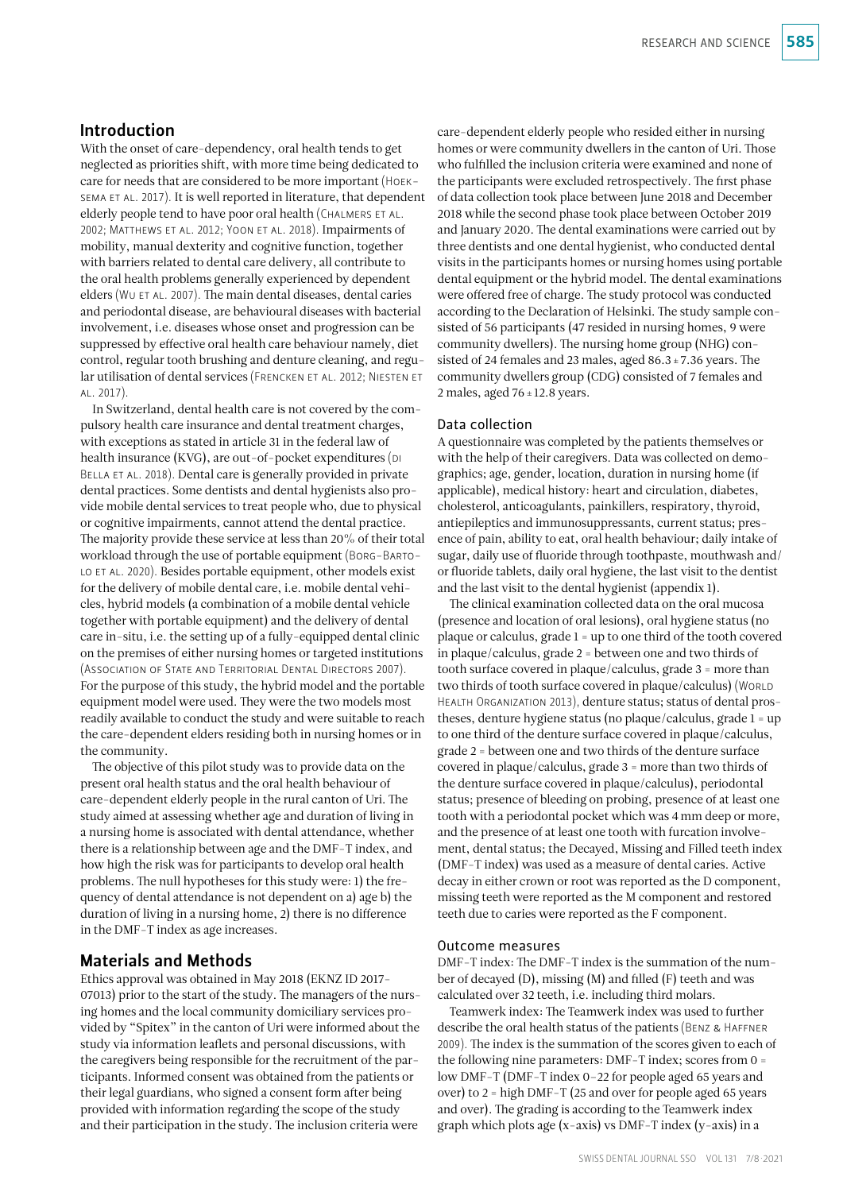## Introduction

With the onset of care-dependency, oral health tends to get neglected as priorities shift, with more time being dedicated to care for needs that are considered to be more important (Hoeksema et al. 2017). It is well reported in literature, that dependent elderly people tend to have poor oral health (Chalmers et al. 2002; Matthews et al. 2012; Yoon et al. 2018). Impairments of mobility, manual dexterity and cognitive function, together with barriers related to dental care delivery, all contribute to the oral health problems generally experienced by dependent elders (Wu et al. 2007). The main dental diseases, dental caries and periodontal disease, are behavioural diseases with bacterial involvement, i.e. diseases whose onset and progression can be suppressed by effective oral health care behaviour namely, diet control, regular tooth brushing and denture cleaning, and regular utilisation of dental services (Frencken et al. 2012; Niesten et al. 2017).

In Switzerland, dental health care is not covered by the compulsory health care insurance and dental treatment charges, with exceptions as stated in article 31 in the federal law of health insurance (KVG), are out-of-pocket expenditures (di Bella et al. 2018). Dental care is generally provided in private dental practices. Some dentists and dental hygienists also provide mobile dental services to treat people who, due to physical or cognitive impairments, cannot attend the dental practice. The majority provide these service at less than 20% of their total workload through the use of portable equipment (Borg-Bartolo et al. 2020). Besides portable equipment, other models exist for the delivery of mobile dental care, i.e. mobile dental vehicles, hybrid models (a combination of a mobile dental vehicle together with portable equipment) and the delivery of dental care in-situ, i.e. the setting up of a fully-equipped dental clinic on the premises of either nursing homes or targeted institutions (Association of State and Territorial Dental Directors 2007). For the purpose of this study, the hybrid model and the portable equipment model were used. They were the two models most readily available to conduct the study and were suitable to reach the care-dependent elders residing both in nursing homes or in the community.

The objective of this pilot study was to provide data on the present oral health status and the oral health behaviour of care-dependent elderly people in the rural canton of Uri. The study aimed at assessing whether age and duration of living in a nursing home is associated with dental attendance, whether there is a relationship between age and the DMF-T index, and how high the risk was for participants to develop oral health problems. The null hypotheses for this study were: 1) the frequency of dental attendance is not dependent on a) age b) the duration of living in a nursing home, 2) there is no difference in the DMF-T index as age increases.

## Materials and Methods

Ethics approval was obtained in May 2018 (EKNZ ID 2017-07013) prior to the start of the study. The managers of the nursing homes and the local community domiciliary services provided by "Spitex" in the canton of Uri were informed about the study via information leaflets and personal discussions, with the caregivers being responsible for the recruitment of the participants. Informed consent was obtained from the patients or their legal guardians, who signed a consent form after being provided with information regarding the scope of the study and their participation in the study. The inclusion criteria were care-dependent elderly people who resided either in nursing homes or were community dwellers in the canton of Uri. Those who fulfilled the inclusion criteria were examined and none of the participants were excluded retrospectively. The first phase of data collection took place between June 2018 and December 2018 while the second phase took place between October 2019 and January 2020. The dental examinations were carried out by three dentists and one dental hygienist, who conducted dental visits in the participants homes or nursing homes using portable dental equipment or the hybrid model. The dental examinations were offered free of charge. The study protocol was conducted according to the Declaration of Helsinki. The study sample consisted of 56 participants (47 resided in nursing homes, 9 were community dwellers). The nursing home group (NHG) consisted of 24 females and 23 males, aged 86.3 ± 7.36 years. The community dwellers group (CDG) consisted of 7 females and 2 males, aged 76 ± 12.8 years.

### Data collection

A questionnaire was completed by the patients themselves or with the help of their caregivers. Data was collected on demographics; age, gender, location, duration in nursing home (if applicable), medical history: heart and circulation, diabetes, cholesterol, anticoagulants, painkillers, respiratory, thyroid, antiepileptics and immunosuppressants, current status; presence of pain, ability to eat, oral health behaviour; daily intake of sugar, daily use of fluoride through toothpaste, mouthwash and/or fluoride tablets, daily oral hygiene, the last visit to the dentist and the last visit to the dental hygienist (appendix 1).

The clinical examination collected data on the oral mucosa (presence and location of oral lesions), oral hygiene status (no plaque or calculus, grade 1 = up to one third of the tooth covered in plaque/calculus, grade 2 = between one and two thirds of tooth surface covered in plaque/calculus, grade 3 = more than two thirds of tooth surface covered in plaque/calculus) (World Health Organization 2013), denture status; status of dental prostheses, denture hygiene status (no plaque/calculus, grade 1 = up to one third of the denture surface covered in plaque/calculus, grade 2 = between one and two thirds of the denture surface covered in plaque/calculus, grade 3 = more than two thirds of the denture surface covered in plaque/calculus), periodontal status; presence of bleeding on probing, presence of at least one tooth with a periodontal pocket which was 4 mm deep or more, and the presence of at least one tooth with furcation involvement, dental status; the Decayed, Missing and Filled teeth index (DMF-T index) was used as a measure of dental caries. Active decay in either crown or root was reported as the D component, missing teeth were reported as the M component and restored teeth due to caries were reported as the F component.

### Outcome measures

DMF-T index: The DMF-T index is the summation of the number of decayed (D), missing (M) and filled (F) teeth and was calculated over 32 teeth, i.e. including third molars.

Teamwerk index: The Teamwerk index was used to further describe the oral health status of the patients (Benz & Haffner 2009). The index is the summation of the scores given to each of the following nine parameters: DMF-T index; scores from 0 = low DMF-T (DMF-T index 0–22 for people aged 65 years and over) to 2 = high DMF-T (25 and over for people aged 65 years and over). The grading is according to the Teamwerk index graph which plots age (x-axis) vs DMF-T index (y-axis) in a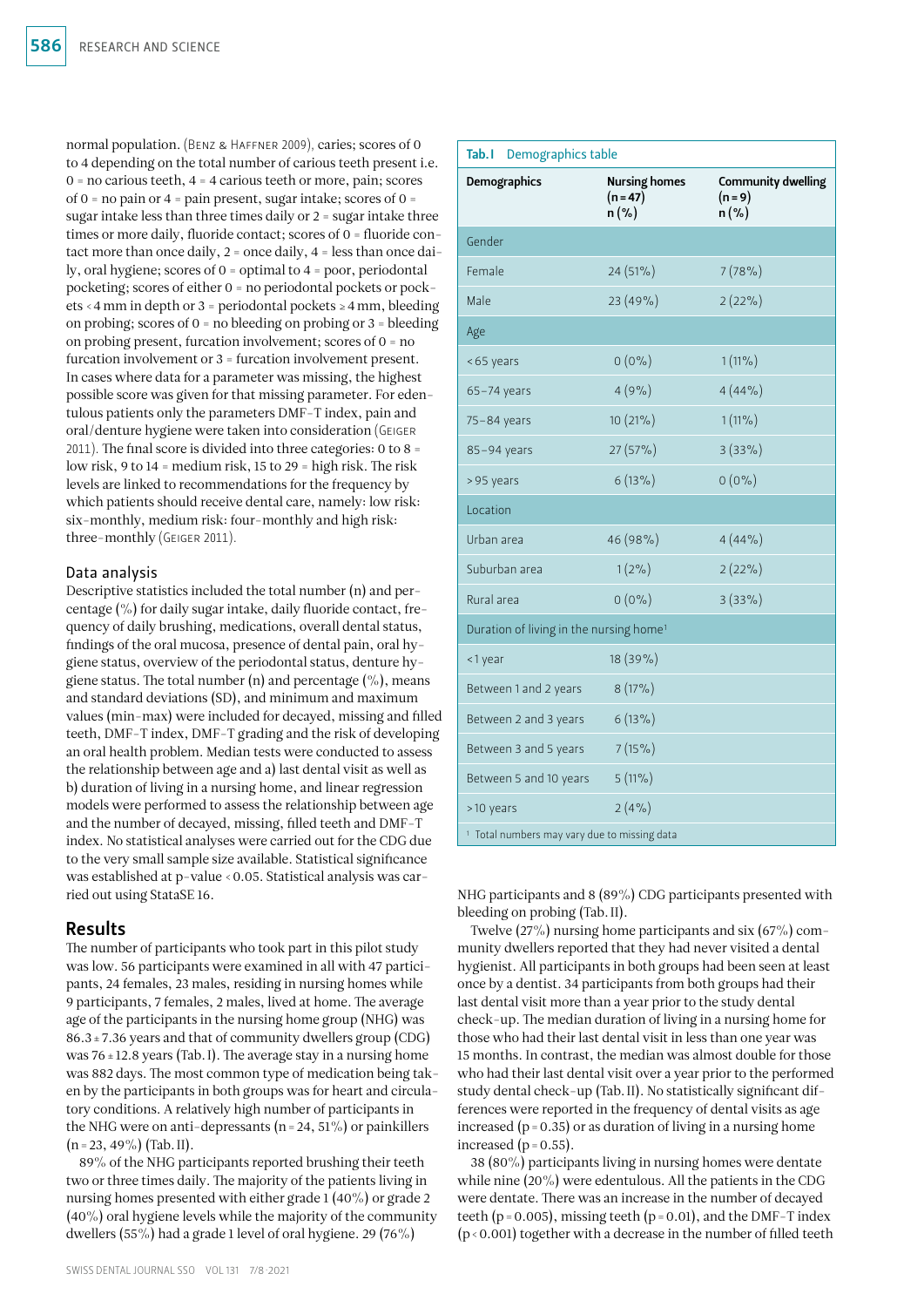normal population. (Benz & Haffner 2009), caries; scores of 0 to 4 depending on the total number of carious teeth present i.e. 0 = no carious teeth, 4 = 4 carious teeth or more, pain; scores of 0 = no pain or 4 = pain present, sugar intake; scores of 0 = sugar intake less than three times daily or 2 = sugar intake three times or more daily, fluoride contact; scores of 0 = fluoride contact more than once daily, 2 = once daily, 4 = less than once daily, oral hygiene; scores of 0 = optimal to 4 = poor, periodontal pocketing; scores of either 0 = no periodontal pockets or pockets < 4 mm in depth or 3 = periodontal pockets ≥ 4 mm, bleeding on probing; scores of 0 = no bleeding on probing or 3 = bleeding on probing present, furcation involvement; scores of 0 = no furcation involvement or 3 = furcation involvement present. In cases where data for a parameter was missing, the highest possible score was given for that missing parameter. For edentulous patients only the parameters DMF-T index, pain and oral/denture hygiene were taken into consideration (Geiger 2011). The final score is divided into three categories: 0 to 8 = low risk, 9 to 14 = medium risk, 15 to 29 = high risk. The risk levels are linked to recommendations for the frequency by which patients should receive dental care, namely: low risk: six-monthly, medium risk: four-monthly and high risk: three-monthly (Geiger 2011).

### Data analysis

Descriptive statistics included the total number (n) and percentage (%) for daily sugar intake, daily fluoride contact, frequency of daily brushing, medications, overall dental status, findings of the oral mucosa, presence of dental pain, oral hygiene status, overview of the periodontal status, denture hygiene status. The total number (n) and percentage (%), means and standard deviations (SD), and minimum and maximum values (min-max) were included for decayed, missing and filled teeth, DMF-T index, DMF-T grading and the risk of developing an oral health problem. Median tests were conducted to assess the relationship between age and a) last dental visit as well as b) duration of living in a nursing home, and linear regression models were performed to assess the relationship between age and the number of decayed, missing, filled teeth and DMF-T index. No statistical analyses were carried out for the CDG due to the very small sample size available. Statistical significance was established at p-value < 0.05. Statistical analysis was carried out using StataSE 16.

## Results

The number of participants who took part in this pilot study was low. 56 participants were examined in all with 47 participants, 24 females, 23 males, residing in nursing homes while 9 participants, 7 females, 2 males, lived at home. The average age of the participants in the nursing home group (NHG) was 86.3 ± 7.36 years and that of community dwellers group (CDG) was 76 ± 12.8 years (Tab. I). The average stay in a nursing home was 882 days. The most common type of medication being taken by the participants in both groups was for heart and circulatory conditions. A relatively high number of participants in the NHG were on anti-depressants (n = 24, 51%) or painkillers (n = 23, 49%) (Tab. II).

89% of the NHG participants reported brushing their teeth two or three times daily. The majority of the patients living in nursing homes presented with either grade 1 (40%) or grade 2 (40%) oral hygiene levels while the majority of the community dwellers (55%) had a grade 1 level of oral hygiene. 29 (76%) NHG participants and 8 (89%) CDG participants presented with bleeding on probing (Tab. II).

Twelve (27%) nursing home participants and six (67%) community dwellers reported that they had never visited a dental hygienist. All participants in both groups had been seen at least once by a dentist. 34 participants from both groups had their last dental visit more than a year prior to the study dental check-up. The median duration of living in a nursing home for those who had their last dental visit in less than one year was 15 months. In contrast, the median was almost double for those who had their last dental visit over a year prior to the performed study dental check-up (Tab. II). No statistically significant differences were reported in the frequency of dental visits as age increased (p = 0.35) or as duration of living in a nursing home increased (p = 0.55).

38 (80%) participants living in nursing homes were dentate while nine (20%) were edentulous. All the patients in the CDG were dentate. There was an increase in the number of decayed teeth (p = 0.005), missing teeth (p = 0.01), and the DMF-T index (p < 0.001) together with a decrease in the number of filled teeth

**Tab. I** Demographics table

| Demographics | Nursing homes (n = 47) n (%) | Community dwelling (n = 9) n (%) |
|---|---|---|
| Gender | | |
| Female | 24 (51%) | 7 (78%) |
| Male | 23 (49%) | 2 (22%) |
| Age | | |
| < 65 years | 0 (0%) | 1 (11%) |
| 65–74 years | 4 (9%) | 4 (44%) |
| 75–84 years | 10 (21%) | 1 (11%) |
| 85–94 years | 27 (57%) | 3 (33%) |
| > 95 years | 6 (13%) | 0 (0%) |
| Location | | |
| Urban area | 46 (98%) | 4 (44%) |
| Suburban area | 1 (2%) | 2 (22%) |
| Rural area | 0 (0%) | 3 (33%) |
| Duration of living in the nursing home[1] | | |
| < 1 year | 18 (39%) | |
| Between 1 and 2 years | 8 (17%) | |
| Between 2 and 3 years | 6 (13%) | |
| Between 3 and 5 years | 7 (15%) | |
| Between 5 and 10 years | 5 (11%) | |
| > 10 years | 2 (4%) | |

[1] Total numbers may vary due to missing data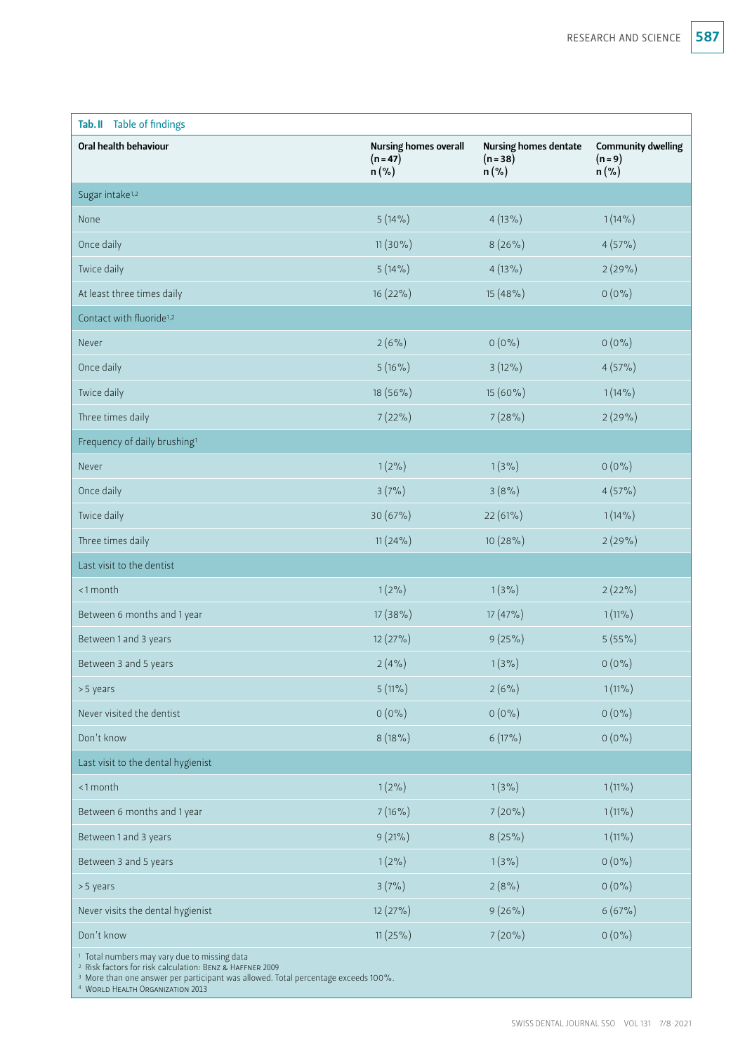**Tab. II** Table of findings

| Oral health behaviour | Nursing homes overall (n = 47) n (%) | Nursing homes dentate (n = 38) n (%) | Community dwelling (n = 9) n (%) |
|---|---|---|---|
| Sugar intake[1,2] | | | |
| None | 5 (14%) | 4 (13%) | 1 (14%) |
| Once daily | 11 (30%) | 8 (26%) | 4 (57%) |
| Twice daily | 5 (14%) | 4 (13%) | 2 (29%) |
| At least three times daily | 16 (22%) | 15 (48%) | 0 (0%) |
| Contact with fluoride[1,2] | | | |
| Never | 2 (6%) | 0 (0%) | 0 (0%) |
| Once daily | 5 (16%) | 3 (12%) | 4 (57%) |
| Twice daily | 18 (56%) | 15 (60%) | 1 (14%) |
| Three times daily | 7 (22%) | 7 (28%) | 2 (29%) |
| Frequency of daily brushing[1] | | | |
| Never | 1 (2%) | 1 (3%) | 0 (0%) |
| Once daily | 3 (7%) | 3 (8%) | 4 (57%) |
| Twice daily | 30 (67%) | 22 (61%) | 1 (14%) |
| Three times daily | 11 (24%) | 10 (28%) | 2 (29%) |
| Last visit to the dentist | | | |
| <1 month | 1 (2%) | 1 (3%) | 2 (22%) |
| Between 6 months and 1 year | 17 (38%) | 17 (47%) | 1 (11%) |
| Between 1 and 3 years | 12 (27%) | 9 (25%) | 5 (55%) |
| Between 3 and 5 years | 2 (4%) | 1 (3%) | 0 (0%) |
| > 5 years | 5 (11%) | 2 (6%) | 1 (11%) |
| Never visited the dentist | 0 (0%) | 0 (0%) | 0 (0%) |
| Don't know | 8 (18%) | 6 (17%) | 0 (0%) |
| Last visit to the dental hygienist | | | |
| <1 month | 1 (2%) | 1 (3%) | 1 (11%) |
| Between 6 months and 1 year | 7 (16%) | 7 (20%) | 1 (11%) |
| Between 1 and 3 years | 9 (21%) | 8 (25%) | 1 (11%) |
| Between 3 and 5 years | 1 (2%) | 1 (3%) | 0 (0%) |
| > 5 years | 3 (7%) | 2 (8%) | 0 (0%) |
| Never visits the dental hygienist | 12 (27%) | 9 (26%) | 6 (67%) |
| Don't know | 11 (25%) | 7 (20%) | 0 (0%) |

[1] Total numbers may vary due to missing data
[2] Risk factors for risk calculation: Benz & Haffner 2009
[3] More than one answer per participant was allowed. Total percentage exceeds 100%.
[4] World Health Organization 2013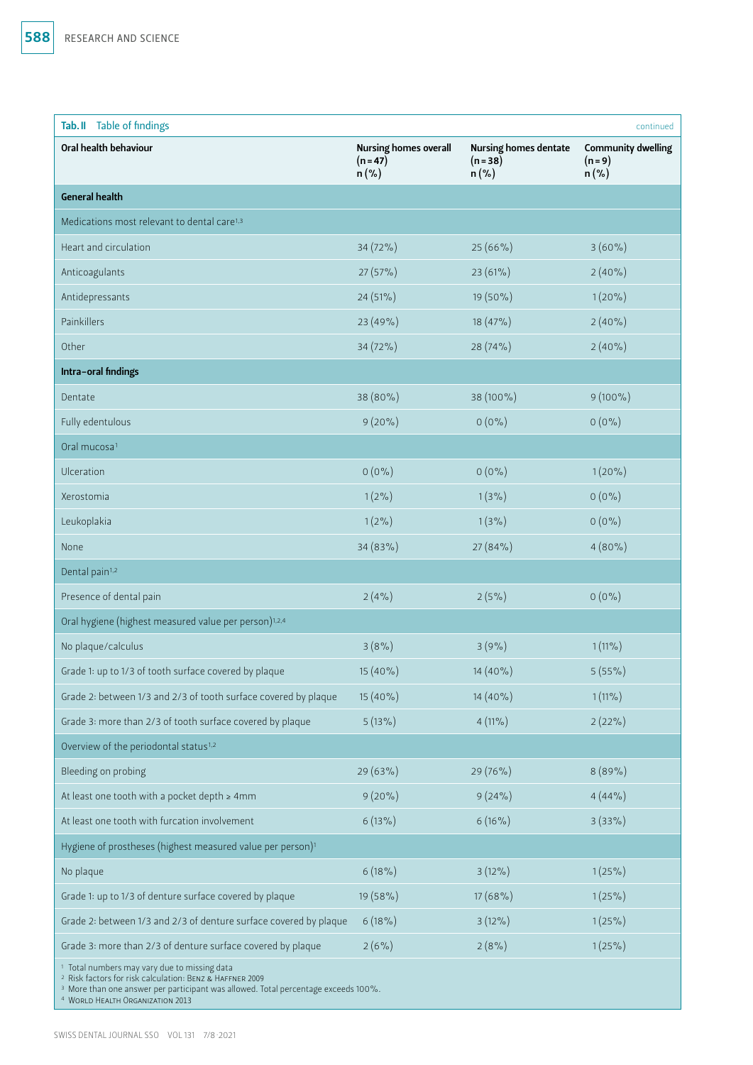**Tab. II** Table of findings *(continued)*

| Oral health behaviour | Nursing homes overall (n = 47) n (%) | Nursing homes dentate (n = 38) n (%) | Community dwelling (n = 9) n (%) |
|---|---|---|---|
| **General health** | | | |
| Medications most relevant to dental care[1,3] | | | |
| Heart and circulation | 34 (72%) | 25 (66%) | 3 (60%) |
| Anticoagulants | 27 (57%) | 23 (61%) | 2 (40%) |
| Antidepressants | 24 (51%) | 19 (50%) | 1 (20%) |
| Painkillers | 23 (49%) | 18 (47%) | 2 (40%) |
| Other | 34 (72%) | 28 (74%) | 2 (40%) |
| **Intra-oral findings** | | | |
| Dentate | 38 (80%) | 38 (100%) | 9 (100%) |
| Fully edentulous | 9 (20%) | 0 (0%) | 0 (0%) |
| Oral mucosa[1] | | | |
| Ulceration | 0 (0%) | 0 (0%) | 1 (20%) |
| Xerostomia | 1 (2%) | 1 (3%) | 0 (0%) |
| Leukoplakia | 1 (2%) | 1 (3%) | 0 (0%) |
| None | 34 (83%) | 27 (84%) | 4 (80%) |
| Dental pain[1,2] | | | |
| Presence of dental pain | 2 (4%) | 2 (5%) | 0 (0%) |
| Oral hygiene (highest measured value per person)[1,2,4] | | | |
| No plaque/calculus | 3 (8%) | 3 (9%) | 1 (11%) |
| Grade 1: up to 1/3 of tooth surface covered by plaque | 15 (40%) | 14 (40%) | 5 (55%) |
| Grade 2: between 1/3 and 2/3 of tooth surface covered by plaque | 15 (40%) | 14 (40%) | 1 (11%) |
| Grade 3: more than 2/3 of tooth surface covered by plaque | 5 (13%) | 4 (11%) | 2 (22%) |
| Overview of the periodontal status[1,2] | | | |
| Bleeding on probing | 29 (63%) | 29 (76%) | 8 (89%) |
| At least one tooth with a pocket depth ≥ 4mm | 9 (20%) | 9 (24%) | 4 (44%) |
| At least one tooth with furcation involvement | 6 (13%) | 6 (16%) | 3 (33%) |
| Hygiene of prostheses (highest measured value per person)[1] | | | |
| No plaque | 6 (18%) | 3 (12%) | 1 (25%) |
| Grade 1: up to 1/3 of denture surface covered by plaque | 19 (58%) | 17 (68%) | 1 (25%) |
| Grade 2: between 1/3 and 2/3 of denture surface covered by plaque | 6 (18%) | 3 (12%) | 1 (25%) |
| Grade 3: more than 2/3 of denture surface covered by plaque | 2 (6%) | 2 (8%) | 1 (25%) |

[1] Total numbers may vary due to missing data
[2] Risk factors for risk calculation: Benz & Haffner 2009
[3] More than one answer per participant was allowed. Total percentage exceeds 100%.
[4] World Health Organization 2013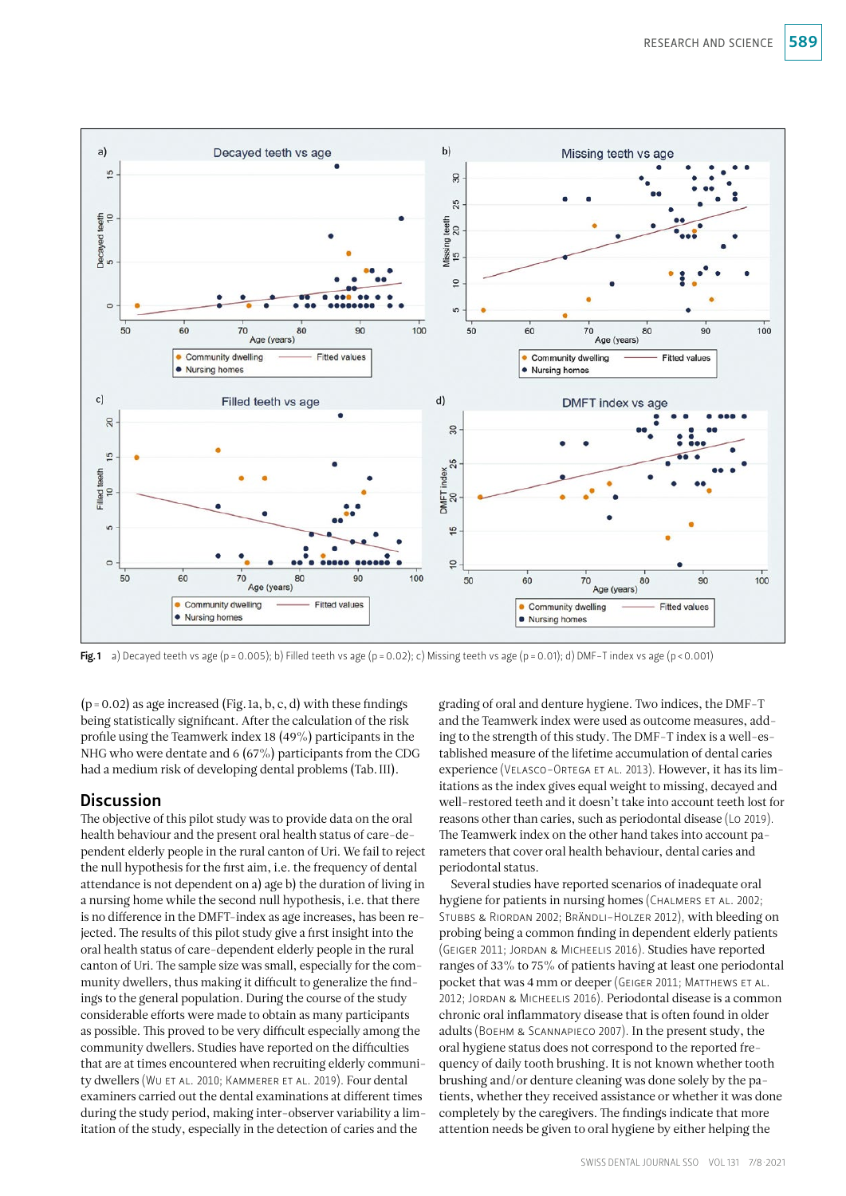**Fig. 1** a) Decayed teeth vs age (p = 0.005); b) Filled teeth vs age (p = 0.02); c) Missing teeth vs age (p = 0.01); d) DMF-T index vs age (p < 0.001)

(p = 0.02) as age increased (Fig. 1a, b, c, d) with these findings being statistically significant. After the calculation of the risk profile using the Teamwerk index 18 (49%) participants in the NHG who were dentate and 6 (67%) participants from the CDG had a medium risk of developing dental problems (Tab. III).

## Discussion

The objective of this pilot study was to provide data on the oral health behaviour and the present oral health status of care-dependent elderly people in the rural canton of Uri. We fail to reject the null hypothesis for the first aim, i.e. the frequency of dental attendance is not dependent on a) age b) the duration of living in a nursing home while the second null hypothesis, i.e. that there is no difference in the DMFT-index as age increases, has been rejected. The results of this pilot study give a first insight into the oral health status of care-dependent elderly people in the rural canton of Uri. The sample size was small, especially for the community dwellers, thus making it difficult to generalize the findings to the general population. During the course of the study considerable efforts were made to obtain as many participants as possible. This proved to be very difficult especially among the community dwellers. Studies have reported on the difficulties that are at times encountered when recruiting elderly community dwellers (Wu et al. 2010; Kammerer et al. 2019). Four dental examiners carried out the dental examinations at different times during the study period, making inter-observer variability a limitation of the study, especially in the detection of caries and the grading of oral and denture hygiene. Two indices, the DMF-T and the Teamwerk index were used as outcome measures, adding to the strength of this study. The DMF-T index is a well-established measure of the lifetime accumulation of dental caries experience (Velasco-Ortega et al. 2013). However, it has its limitations as the index gives equal weight to missing, decayed and well-restored teeth and it doesn't take into account teeth lost for reasons other than caries, such as periodontal disease (Lo 2019). The Teamwerk index on the other hand takes into account parameters that cover oral health behaviour, dental caries and periodontal status.

Several studies have reported scenarios of inadequate oral hygiene for patients in nursing homes (Chalmers et al. 2002; Stubbs & Riordan 2002; Brändli-Holzer 2012), with bleeding on probing being a common finding in dependent elderly patients (Geiger 2011; Jordan & Micheelis 2016). Studies have reported ranges of 33% to 75% of patients having at least one periodontal pocket that was 4 mm or deeper (Geiger 2011; Matthews et al. 2012; Jordan & Micheelis 2016). Periodontal disease is a common chronic oral inflammatory disease that is often found in older adults (Boehm & Scannapieco 2007). In the present study, the oral hygiene status does not correspond to the reported frequency of daily tooth brushing. It is not known whether tooth brushing and/or denture cleaning was done solely by the patients, whether they received assistance or whether it was done completely by the caregivers. The findings indicate that more attention needs be given to oral hygiene by either helping the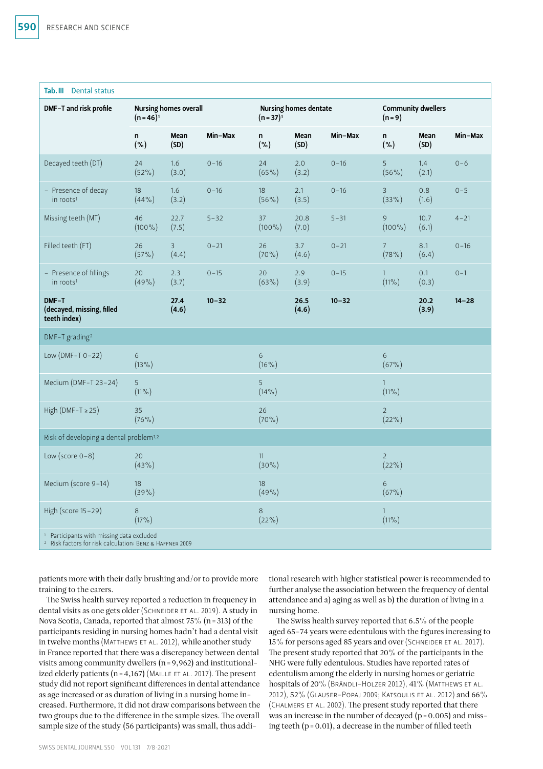**Tab. III** Dental status

| DMF-T and risk profile | Nursing homes overall (n = 46)[1] | | | Nursing homes dentate (n = 37)[1] | | | Community dwellers (n = 9) | | |
|---|---|---|---|---|---|---|---|---|---|
| | n (%) | Mean (SD) | Min–Max | n (%) | Mean (SD) | Min–Max | n (%) | Mean (SD) | Min–Max |
| Decayed teeth (DT) | 24 (52%) | 1.6 (3.0) | 0–16 | 24 (65%) | 2.0 (3.2) | 0–16 | 5 (56%) | 1.4 (2.1) | 0–6 |
| – Presence of decay in roots[1] | 18 (44%) | 1.6 (3.2) | 0–16 | 18 (56%) | 2.1 (3.5) | 0–16 | 3 (33%) | 0.8 (1.6) | 0–5 |
| Missing teeth (MT) | 46 (100%) | 22.7 (7.5) | 5–32 | 37 (100%) | 20.8 (7.0) | 5–31 | 9 (100%) | 10.7 (6.1) | 4–21 |
| Filled teeth (FT) | 26 (57%) | 3 (4.4) | 0–21 | 26 (70%) | 3.7 (4.6) | 0–21 | 7 (78%) | 8.1 (6.4) | 0–16 |
| – Presence of fillings in roots[1] | 20 (49%) | 2.3 (3.7) | 0–15 | 20 (63%) | 2.9 (3.9) | 0–15 | 1 (11%) | 0.1 (0.3) | 0–1 |
| **DMF-T (decayed, missing, filled teeth index)** | | **27.4 (4.6)** | **10–32** | | **26.5 (4.6)** | **10–32** | | **20.2 (3.9)** | **14–28** |
| DMF-T grading[2] | | | | | | | | | |
| Low (DMF-T 0–22) | 6 (13%) | | | 6 (16%) | | | 6 (67%) | | |
| Medium (DMF-T 23–24) | 5 (11%) | | | 5 (14%) | | | 1 (11%) | | |
| High (DMF-T ≥ 25) | 35 (76%) | | | 26 (70%) | | | 2 (22%) | | |
| Risk of developing a dental problem[1,2] | | | | | | | | | |
| Low (score 0–8) | 20 (43%) | | | 11 (30%) | | | 2 (22%) | | |
| Medium (score 9–14) | 18 (39%) | | | 18 (49%) | | | 6 (67%) | | |
| High (score 15–29) | 8 (17%) | | | 8 (22%) | | | 1 (11%) | | |

[1] Participants with missing data excluded
[2] Risk factors for risk calculation: Benz & Haffner 2009

patients more with their daily brushing and/or to provide more training to the carers.

The Swiss health survey reported a reduction in frequency in dental visits as one gets older (Schneider et al. 2019). A study in Nova Scotia, Canada, reported that almost 75% (n = 313) of the participants residing in nursing homes hadn't had a dental visit in twelve months (Matthews et al. 2012), while another study in France reported that there was a discrepancy between dental visits among community dwellers (n = 9,962) and institutionalized elderly patients (n = 4,167) (Maille et al. 2017). The present study did not report significant differences in dental attendance as age increased or as duration of living in a nursing home increased. Furthermore, it did not draw comparisons between the two groups due to the difference in the sample sizes. The overall sample size of the study (56 participants) was small, thus additional research with higher statistical power is recommended to further analyse the association between the frequency of dental attendance and a) aging as well as b) the duration of living in a nursing home.

The Swiss health survey reported that 6.5% of the people aged 65–74 years were edentulous with the figures increasing to 15% for persons aged 85 years and over (Schneider et al. 2017). The present study reported that 20% of the participants in the NHG were fully edentulous. Studies have reported rates of edentulism among the elderly in nursing homes or geriatric hospitals of 20% (Brändli-Holzer 2012), 41% (Matthews et al. 2012), 52% (Glauser-Popaj 2009; Katsoulis et al. 2012) and 66% (Chalmers et al. 2002). The present study reported that there was an increase in the number of decayed ($p = 0.005$) and missing teeth ($p = 0.01$), a decrease in the number of filled teeth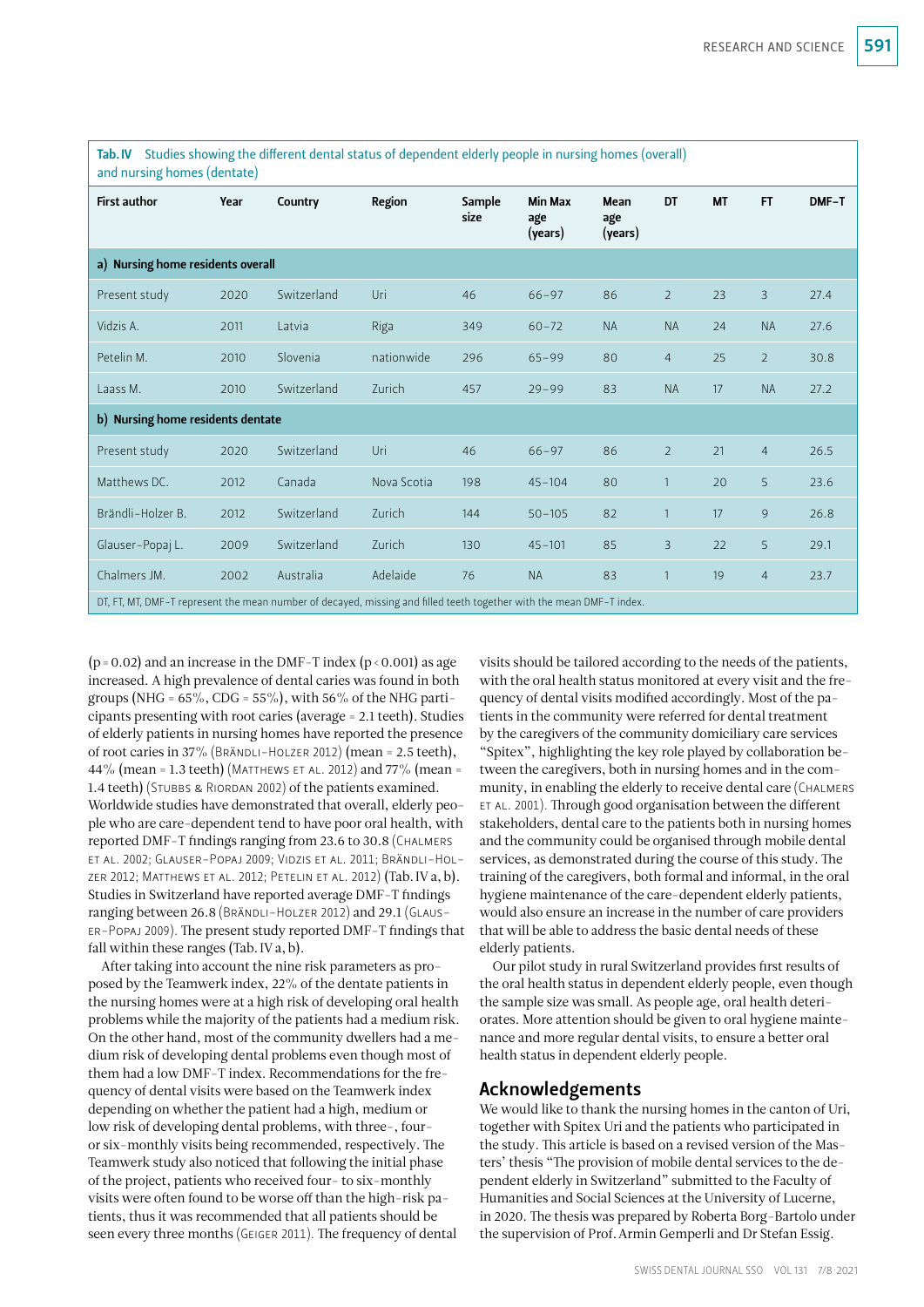**Tab. IV** Studies showing the different dental status of dependent elderly people in nursing homes (overall) and nursing homes (dentate)

| First author | Year | Country | Region | Sample size | Min Max age (years) | Mean age (years) | DT | MT | FT | DMF-T |
|---|---|---|---|---|---|---|---|---|---|---|
| **a) Nursing home residents overall** | | | | | | | | | | |
| Present study | 2020 | Switzerland | Uri | 46 | 66–97 | 86 | 2 | 23 | 3 | 27.4 |
| Vidzis A. | 2011 | Latvia | Riga | 349 | 60–72 | NA | NA | 24 | NA | 27.6 |
| Petelin M. | 2010 | Slovenia | nationwide | 296 | 65–99 | 80 | 4 | 25 | 2 | 30.8 |
| Laass M. | 2010 | Switzerland | Zurich | 457 | 29–99 | 83 | NA | 17 | NA | 27.2 |
| **b) Nursing home residents dentate** | | | | | | | | | | |
| Present study | 2020 | Switzerland | Uri | 46 | 66–97 | 86 | 2 | 21 | 4 | 26.5 |
| Matthews DC. | 2012 | Canada | Nova Scotia | 198 | 45–104 | 80 | 1 | 20 | 5 | 23.6 |
| Brändli-Holzer B. | 2012 | Switzerland | Zurich | 144 | 50–105 | 82 | 1 | 17 | 9 | 26.8 |
| Glauser-Popaj L. | 2009 | Switzerland | Zurich | 130 | 45–101 | 85 | 3 | 22 | 5 | 29.1 |
| Chalmers JM. | 2002 | Australia | Adelaide | 76 | NA | 83 | 1 | 19 | 4 | 23.7 |

DT, FT, MT, DMF-T represent the mean number of decayed, missing and filled teeth together with the mean DMF-T index.

($p = 0.02$) and an increase in the DMF-T index ($p < 0.001$) as age increased. A high prevalence of caries was found in both groups (NHG = 65%, CDG = 55%), with 56% of the NHG participants presenting with root caries (average = 2.1 teeth). Studies of elderly patients in nursing homes have reported the presence of root caries in 37% (Brändli-Holzer 2012) (mean = 2.5 teeth), 44% (mean = 1.3 teeth) (Matthews et al. 2012) and 77% (mean = 1.4 teeth) (Stubbs & Riordan 2002) of the patients examined. Worldwide studies have demonstrated that overall, elderly people who are care-dependent tend to have poor oral health, with reported DMF-T findings ranging from 23.6 to 30.8 (Chalmers et al. 2002; Glauser-Popaj 2009; Vidzis et al. 2011; Brändli-Holzer 2012; Matthews et al. 2012; Petelin et al. 2012) (Tab. IV a, b). Studies in Switzerland have reported average DMF-T findings ranging between 26.8 (Brändli-Holzer 2012) and 29.1 (Glauser-Popaj 2009). The present study reported DMF-T findings that fall within these ranges (Tab. IV a, b).

After taking into account the nine risk parameters as proposed by the Teamwerk index, 22% of the dentate patients in the nursing homes were at a high risk of developing oral health problems while the majority of the patients had a medium risk. On the other hand, most of the community dwellers had a medium risk of developing dental problems even though most of them had a low DMF-T index. Recommendations for the frequency of dental visits were based on the Teamwerk index depending on whether the patient had a high, medium or low risk of developing dental problems, with three-, four- or six-monthly visits being recommended, respectively. The Teamwerk study also noticed that following the initial phase of the project, patients who received four- to six-monthly visits were often found to be worse off than the high-risk patients, thus it was recommended that all patients should be seen every three months (Geiger 2011). The frequency of dental visits should be tailored according to the needs of the patients, with the oral health status monitored at every visit and the frequency of dental visits modified accordingly. Most of the patients in the community were referred for dental treatment by the caregivers of the community domiciliary care services "Spitex", highlighting the key role played by collaboration between the caregivers, both in nursing homes and in the community, in enabling the elderly to receive dental care (Chalmers et al. 2001). Through good organisation between the different stakeholders, dental care to the patients both in nursing homes and the community could be organised through mobile dental services, as demonstrated during the course of this study. The training of the caregivers, both formal and informal, in the oral hygiene maintenance of the care-dependent elderly patients, would also ensure an increase in the number of care providers that will be able to address the basic dental needs of these elderly patients.

Our pilot study in rural Switzerland provides first results of the oral health status in dependent elderly people, even though the sample size was small. As people age, oral health deteriorates. More attention should be given to oral hygiene maintenance and more regular dental visits, to ensure a better oral health status in dependent elderly people.

## Acknowledgements

We would like to thank the nursing homes in the canton of Uri, together with Spitex Uri and the patients who participated in the study. This article is based on a revised version of the Masters' thesis "The provision of mobile dental services to the dependent elderly in Switzerland" submitted to the Faculty of Humanities and Social Sciences at the University of Lucerne, in 2020. The thesis was prepared by Roberta Borg-Bartolo under the supervision of Prof. Armin Gemperli and Dr Stefan Essig.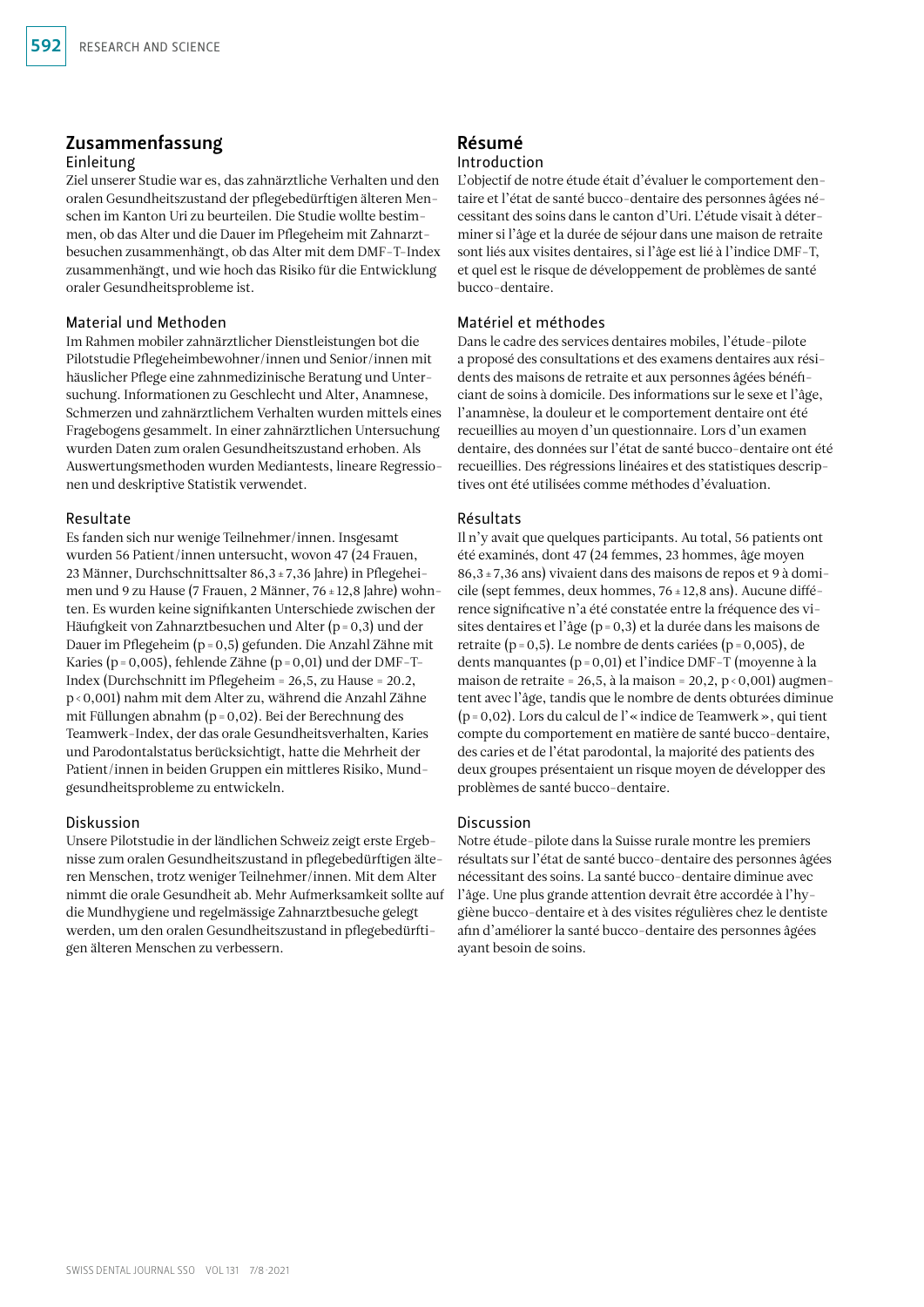## Zusammenfassung

### Einleitung

Ziel unserer Studie war es, das zahnärztliche Verhalten und den oralen Gesundheitszustand der pflegebedürftigen älteren Menschen im Kanton Uri zu beurteilen. Die Studie wollte bestimmen, ob das Alter und die Dauer im Pflegeheim mit Zahnarztbesuchen zusammenhängt, ob das Alter mit dem DMF-T-Index zusammenhängt, und wie hoch das Risiko für die Entwicklung oraler Gesundheitsprobleme ist.

### Material und Methoden

Im Rahmen mobiler zahnärztlicher Dienstleistungen bot die Pilotstudie Pflegeheimbewohner/innen und Senior/innen mit häuslicher Pflege eine zahnmedizinische Beratung und Untersuchung. Informationen zu Geschlecht und Alter, Anamnese, Schmerzen und zahnärztlichem Verhalten wurden mittels eines Fragebogens gesammelt. In einer zahnärztlichen Untersuchung wurden Daten zum oralen Gesundheitszustand erhoben. Als Auswertungsmethoden wurden Mediantests, lineare Regressionen und deskriptive Statistik verwendet.

### Resultate

Es fanden sich nur wenige Teilnehmer/innen. Insgesamt wurden 56 Patient/innen untersucht, wovon 47 (24 Frauen, 23 Männer, Durchschnittsalter 86,3 ± 7,36 Jahre) in Pflegeheimen und 9 zu Hause (7 Frauen, 2 Männer, 76 ± 12,8 Jahre) wohnten. Es wurden keine signifikanten Unterschiede zwischen der Häufigkeit von Zahnarztbesuchen und Alter ($p = 0,3$) und der Dauer im Pflegeheim ($p = 0,5$) gefunden. Die Anzahl Zähne mit Karies ($p = 0,005$), fehlende Zähne ($p = 0,01$) und der DMF-T-Index (Durchschnitt im Pflegeheim = 26,5, zu Hause = 20.2, $p < 0,001$) nahm mit dem Alter zu, während die Anzahl Zähne mit Füllungen abnahm ($p = 0,02$). Bei der Berechnung des Teamwerk-Index, der das orale Gesundheitsverhalten, Karies und Parodontalstatus berücksichtigt, hatte die Mehrheit der Patient/innen in beiden Gruppen ein mittleres Risiko, Mundgesundheitsprobleme zu entwickeln.

### Diskussion

Unsere Pilotstudie in der ländlichen Schweiz zeigt erste Ergebnisse zum oralen Gesundheitszustand in pflegebedürftigen älteren Menschen, trotz weniger Teilnehmer/innen. Mit dem Alter nimmt die orale Gesundheit ab. Mehr Aufmerksamkeit sollte auf die Mundhygiene und regelmässige Zahnarztbesuche gelegt werden, um den oralen Gesundheitszustand in pflegebedürftigen älteren Menschen zu verbessern.

## Résumé

### Introduction

L'objectif de notre étude était d'évaluer le comportement dentaire et l'état de santé bucco-dentaire des personnes âgées nécessitant des soins dans le canton d'Uri. L'étude visait à déterminer si l'âge et la durée de séjour dans une maison de retraite sont liés aux visites dentaires, si l'âge est lié à l'indice DMF-T, et quel est le risque de développement de problèmes de santé bucco-dentaire.

### Matériel et méthodes

Dans le cadre des services dentaires mobiles, l'étude-pilote a proposé des consultations et des examens dentaires aux résidents des maisons de retraite et aux personnes âgées bénéficiant de soins à domicile. Des informations sur le sexe et l'âge, l'anamnèse, la douleur et le comportement dentaire ont été recueillies au moyen d'un questionnaire. Lors d'un examen dentaire, des données sur l'état de santé bucco-dentaire ont été recueillies. Des régressions linéaires et des statistiques descriptives ont été utilisées comme méthodes d'évaluation.

### Résultats

Il n'y avait que quelques participants. Au total, 56 patients ont été examinés, dont 47 (24 femmes, 23 hommes, âge moyen 86,3 ± 7,36 ans) vivaient dans des maisons de repos et 9 à domicile (sept femmes, deux hommes, 76 ± 12,8 ans). Aucune différence significative n'a été constatée entre la fréquence des visites dentaires et l'âge ($p = 0,3$) et la durée dans les maisons de retraite ($p = 0,5$). Le nombre de dents cariées ($p = 0,005$), de dents manquantes ($p = 0,01$) et l'indice DMF-T (moyenne à la maison de retraite = 26,5, à la maison = 20,2, $p < 0,001$) augmentent avec l'âge, tandis que le nombre de dents obturées diminue ($p = 0,02$). Lors du calcul de l'« indice de Teamwerk », qui tient compte du comportement en matière de santé bucco-dentaire, des caries et de l'état parodontal, la majorité des patients des deux groupes présentaient un risque moyen de développer des problèmes de santé bucco-dentaire.

### Discussion

Notre étude-pilote dans la Suisse rurale montre les premiers résultats sur l'état de santé bucco-dentaire des personnes âgées nécessitant des soins. La santé bucco-dentaire diminue avec l'âge. Une plus grande attention devrait être accordée à l'hygiène bucco-dentaire et à des visites régulières chez le dentiste afin d'améliorer la santé bucco-dentaire des personnes âgées ayant besoin de soins.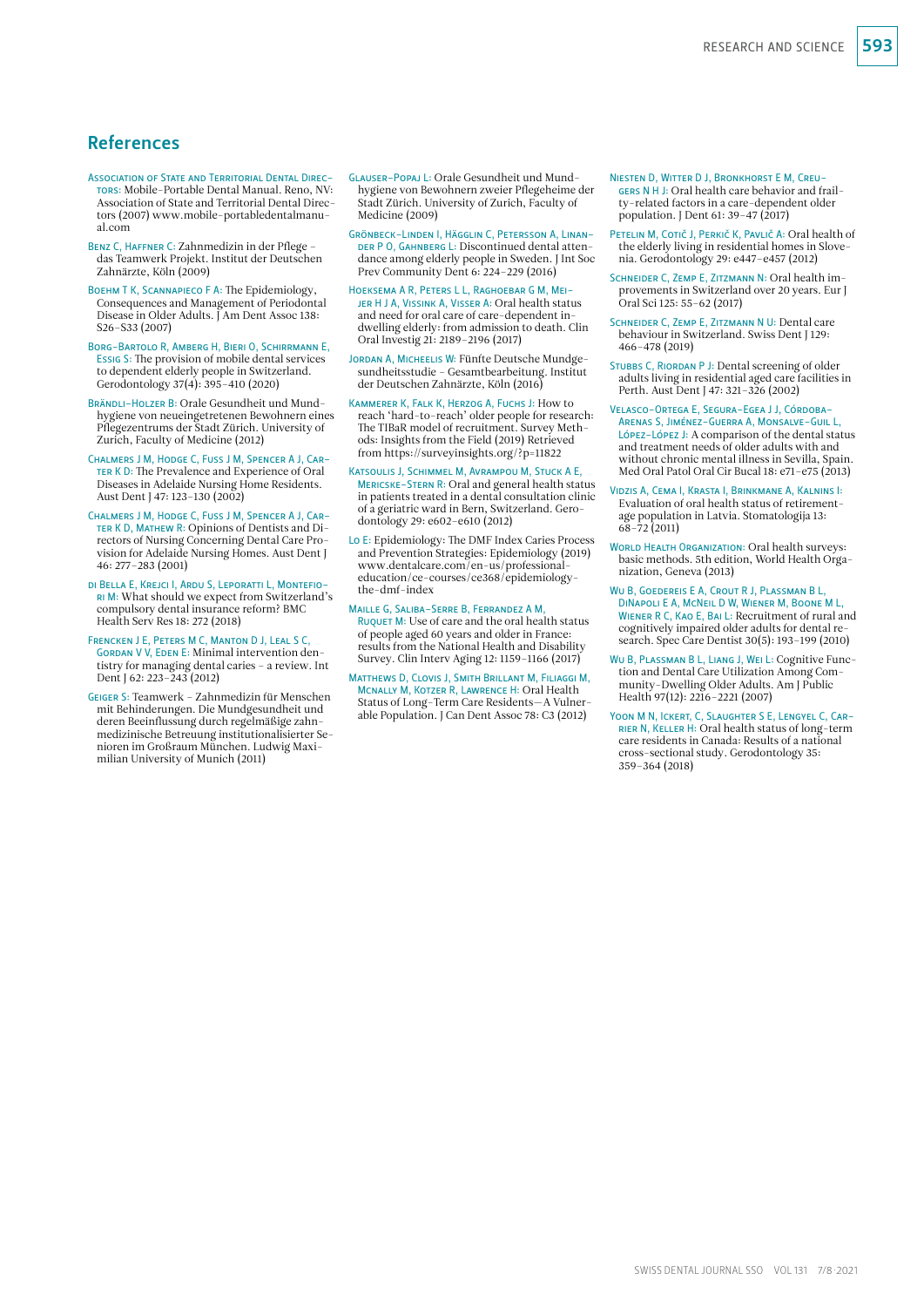## References

Association of State and Territorial Dental Directors: Mobile-Portable Dental Manual. Reno, NV: Association of State and Territorial Dental Directors (2007) www.mobile-portabledentalmanual.com

Benz C, Haffner C: Zahnmedizin in der Pflege – das Teamwerk Projekt. Institut der Deutschen Zahnärzte, Köln (2009)

Boehm T K, Scannapieco F A: The Epidemiology, Consequences and Management of Periodontal Disease in Older Adults. J Am Dent Assoc 138: S26–S33 (2007)

Borg-Bartolo R, Amberg H, Bieri O, Schirrmann E, Essig S: The provision of mobile dental services to dependent elderly people in Switzerland. Gerodontology 37(4): 395–410 (2020)

Brändli-Holzer B: Orale Gesundheit und Mundhygiene von neueingetretenen Bewohnern eines Pflegezentrums der Stadt Zürich. University of Zurich, Faculty of Medicine (2012)

Chalmers J M, Hodge C, Fuss J M, Spencer A J, Carter K D: The Prevalence and Experience of Oral Diseases in Adelaide Nursing Home Residents. Aust Dent J 47: 123–130 (2002)

Chalmers J M, Hodge C, Fuss J M, Spencer A J, Carter K D, Mathew R: Opinions of Dentists and Directors of Nursing Concerning Dental Care Provision for Adelaide Nursing Homes. Aust Dent J 46: 277–283 (2001)

di Bella E, Krejci I, Ardu S, Leporatti L, Montefiori M: What should we expect from Switzerland's compulsory dental insurance reform? BMC Health Serv Res 18: 272 (2018)

Frencken J E, Peters M C, Manton D J, Leal S C, Gordan V V, Eden E: Minimal intervention dentistry for managing dental caries – a review. Int Dent J 62: 223–243 (2012)

Geiger S: Teamwerk – Zahnmedizin für Menschen mit Behinderungen. Die Mundgesundheit und deren Beeinflussung durch regelmäßige zahnmedizinische Betreuung institutionalisierter Senioren im Großraum München. Ludwig Maximilian University of Munich (2011)

Glauser-Popaj L: Orale Gesundheit und Mundhygiene von Bewohnern zweier Pflegeheime der Stadt Zürich. University of Zurich, Faculty of Medicine (2009)

Grönbeck-Linden I, Hägglin C, Petersson A, Linander P O, Gahnberg L: Discontinued dental attendance among elderly people in Sweden. J Int Soc Prev Community Dent 6: 224–229 (2016)

Hoeksema A R, Peters L L, Raghoebar G M, Meijer H J A, Vissink A, Visser A: Oral health status and need for oral care of care-dependent indwelling elderly: from admission to death. Clin Oral Investig 21: 2189–2196 (2017)

Jordan A, Micheelis W: Fünfte Deutsche Mundgesundheitsstudie – Gesamtbearbeitung. Institut der Deutschen Zahnärzte, Köln (2016)

Kammerer K, Falk K, Herzog A, Fuchs J: How to reach 'hard-to-reach' older people for research: The TIBaR model of recruitment. Survey Methods: Insights from the Field (2019) Retrieved from https://surveyinsights.org/?p=11822

Katsoulis J, Schimmel M, Avrampou M, Stuck A E, Mericske-Stern R: Oral and general health status in patients treated in a dental consultation clinic of a geriatric ward in Bern, Switzerland. Gerodontology 29: e602–e610 (2012)

Lo E: Epidemiology: The DMF Index Caries Process and Prevention Strategies: Epidemiology (2019) www.dentalcare.com/en-us/professional-education/ce-courses/ce368/epidemiology-the-dmf-index

Maille G, Saliba-Serre B, Ferrandez A M, Ruquet M: Use of care and the oral health status of people aged 60 years and older in France: results from the National Health and Disability Survey. Clin Interv Aging 12: 1159–1166 (2017)

Matthews D, Clovis J, Smith Brillant M, Filiaggi M, McNally M, Kotzer R, Lawrence H: Oral Health Status of Long-Term Care Residents—A Vulnerable Population. J Can Dent Assoc 78: C3 (2012)

Niesten D, Witter D J, Bronkhorst E M, Creugers N H J: Oral health care behavior and frailty-related factors in a care-dependent older population. J Dent 61: 39–47 (2017)

Petelin M, Cotič J, Perkič K, Pavlič A: Oral health of the elderly living in residential homes in Slovenia. Gerodontology 29: e447–e457 (2012)

Schneider C, Zemp E, Zitzmann N: Oral health improvements in Switzerland over 20 years. Eur J Oral Sci 125: 55–62 (2017)

Schneider C, Zemp E, Zitzmann N U: Dental care behaviour in Switzerland. Swiss Dent J 129: 466–478 (2019)

Stubbs C, Riordan P J: Dental screening of older adults living in residential aged care facilities in Perth. Aust Dent J 47: 321–326 (2002)

Velasco-Ortega E, Segura-Egea J J, Córdoba-Arenas S, Jiménez-Guerra A, Monsalve-Guil L, López-López J: A comparison of the dental status and treatment needs of older adults with and without chronic mental illness in Sevilla, Spain. Med Oral Patol Oral Cir Bucal 18: e71–e75 (2013)

Vidzis A, Cema I, Krasta I, Brinkmane A, Kalnins I: Evaluation of oral health status of retirement-age population in Latvia. Stomatologija 13: 68–72 (2011)

World Health Organization: Oral health surveys: basic methods. 5th edition, World Health Organization, Geneva (2013)

Wu B, Goedereis E A, Crout R J, Plassman B L, DiNapoli E A, McNeil D W, Wiener M, Boone M L, Wiener R C, Kao E, Bai L: Recruitment of rural and cognitively impaired older adults for dental research. Spec Care Dentist 30(5): 193–199 (2010)

Wu B, Plassman B L, Liang J, Wei L: Cognitive Function and Dental Care Utilization Among Community-Dwelling Older Adults. Am J Public Health 97(12): 2216–2221 (2007)

Yoon M N, Ickert, C, Slaughter S E, Lengyel C, Carrier N, Keller H: Oral health status of long-term care residents in Canada: Results of a national cross-sectional study. Gerodontology 35: 359–364 (2018)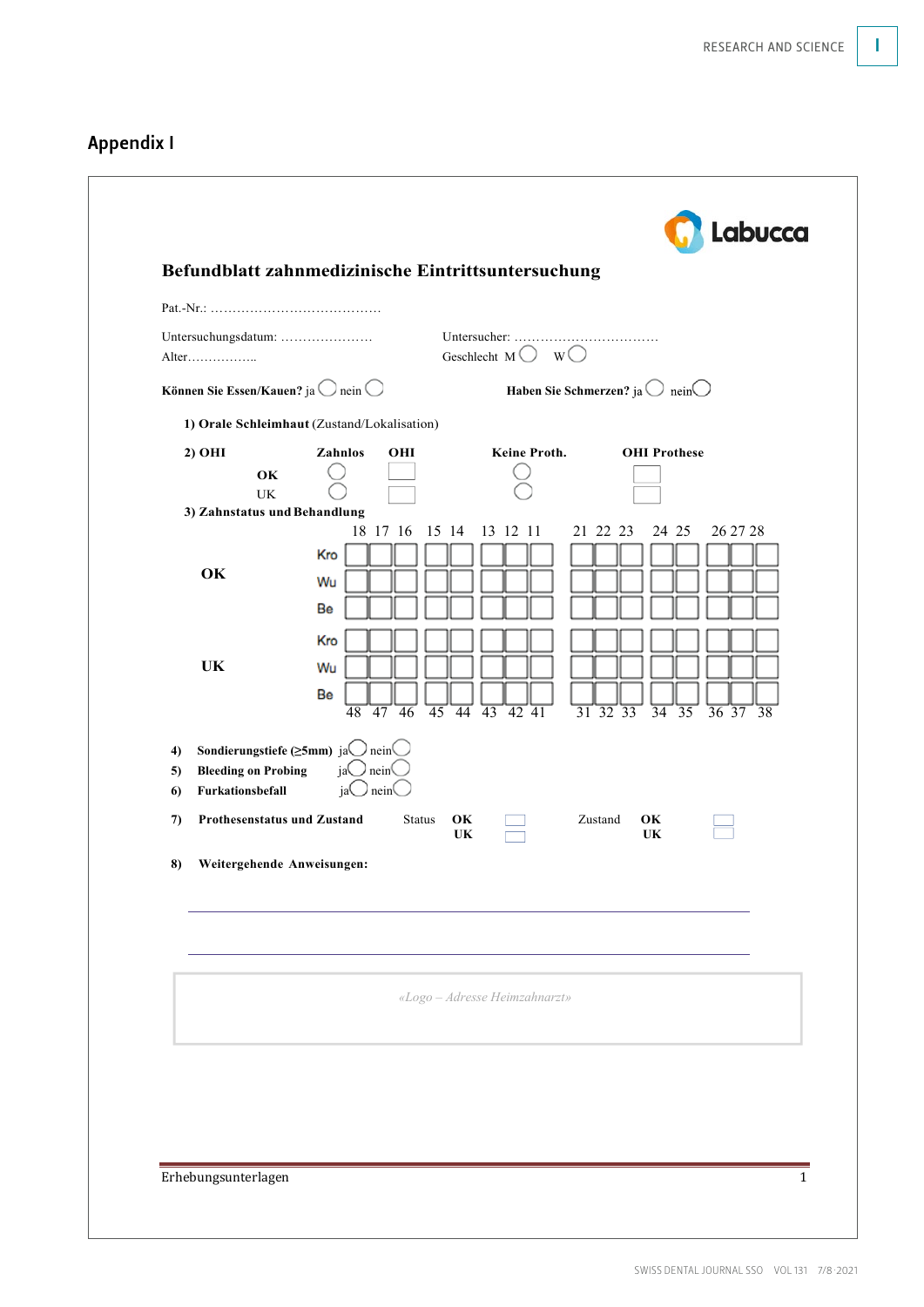## Appendix I

Labucca

### Befundblatt zahnmedizinische Eintrittsuntersuchung

Pat.-Nr.: …………………………………

Untersuchungsdatum: ………………… Untersucher: ……………………………

Alter…………….. Geschlecht M ◯ W ◯

**Können Sie Essen/Kauen?** ja ◯ nein ◯ **Haben Sie Schmerzen?** ja ◯ nein ◯

**1) Orale Schleimhaut** (Zustand/Lokalisation)

**2) OHI**

| | Zahnlos | OHI | Keine Proth. | OHI Prothese |
|---|---|---|---|---|
| **OK** | ◯ | ☐ | ◯ | ☐ |
| UK | ◯ | ☐ | ◯ | ☐ |

**3) Zahnstatus und Behandlung**

| | | 18 | 17 | 16 | 15 | 14 | 13 | 12 | 11 | 21 | 22 | 23 | 24 | 25 | 26 | 27 | 28 |
|---|---|---|---|---|---|---|---|---|---|---|---|---|---|---|---|---|---|
| **OK** | Kro | | | | | | | | | | | | | | | | |
| | Wu | | | | | | | | | | | | | | | | |
| | Be | | | | | | | | | | | | | | | | |
| **UK** | Kro | | | | | | | | | | | | | | | | |
| | Wu | | | | | | | | | | | | | | | | |
| | Be | | | | | | | | | | | | | | | | |
| | | 48 | 47 | 46 | 45 | 44 | 43 | 42 | 41 | 31 | 32 | 33 | 34 | 35 | 36 | 37 | 38 |

4) **Sondierungstiefe (≥5mm)** ja ◯ nein ◯

5) **Bleeding on Probing** ja ◯ nein ◯

6) **Furkationsbefall** ja ◯ nein ◯

7) **Prothesenstatus und Zustand** Status **OK** ☐ **UK** ☐ Zustand **OK** ☐ **UK** ☐

8) **Weitergehende Anweisungen:**

_______________________________________________

_______________________________________________

*«Logo – Adresse Heimzahnarzt»*

Erhebungsunterlagen 1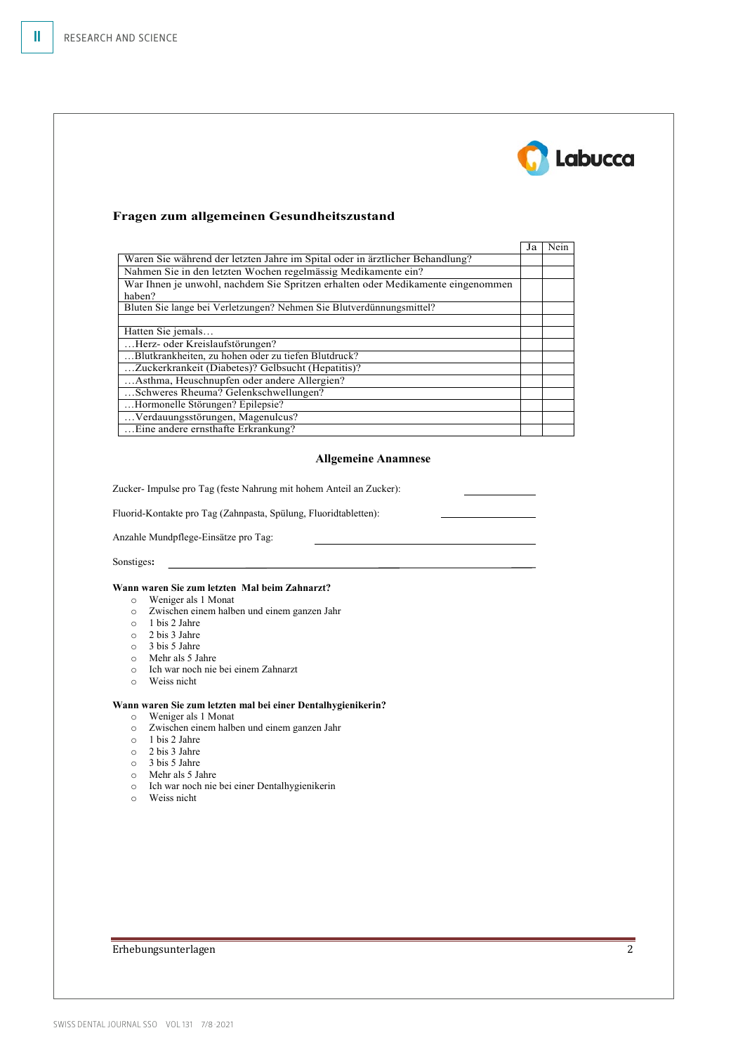Labucca

### Fragen zum allgemeinen Gesundheitszustand

| | Ja | Nein |
|---|---|---|
| Waren Sie während der letzten Jahre im Spital oder in ärztlicher Behandlung? | | |
| Nahmen Sie in den letzten Wochen regelmässig Medikamente ein? | | |
| War Ihnen je unwohl, nachdem Sie Spritzen erhalten oder Medikamente eingenommen haben? | | |
| Bluten Sie lange bei Verletzungen? Nehmen Sie Blutverdünnungsmittel? | | |
| | | |
| Hatten Sie jemals… | | |
| …Herz- oder Kreislaufstörungen? | | |
| …Blutkrankheiten, zu hohen oder zu tiefen Blutdruck? | | |
| …Zuckerkrankeit (Diabetes)? Gelbsucht (Hepatitis)? | | |
| …Asthma, Heuschnupfen oder andere Allergien? | | |
| …Schweres Rheuma? Gelenkschwellungen? | | |
| …Hormonelle Störungen? Epilepsie? | | |
| …Verdauungsstörungen, Magenulcus? | | |
| …Eine andere ernsthafte Erkrankung? | | |

### Allgemeine Anamnese

Zucker- Impulse pro Tag (feste Nahrung mit hohem Anteil an Zucker): ____________

Fluorid-Kontakte pro Tag (Zahnpasta, Spülung, Fluoridtabletten): ____________

Anzahle Mundpflege-Einsätze pro Tag: ____________

Sonstiges**:** ____________

**Wann waren Sie zum letzten Mal beim Zahnarzt?**

- Weniger als 1 Monat
- Zwischen einem halben und einem ganzen Jahr
- 1 bis 2 Jahre
- 2 bis 3 Jahre
- 3 bis 5 Jahre
- Mehr als 5 Jahre
- Ich war noch nie bei einem Zahnarzt
- Weiss nicht

**Wann waren Sie zum letzten mal bei einer Dentalhygienikerin?**

- Weniger als 1 Monat
- Zwischen einem halben und einem ganzen Jahr
- 1 bis 2 Jahre
- 2 bis 3 Jahre
- 3 bis 5 Jahre
- Mehr als 5 Jahre
- Ich war noch nie bei einer Dentalhygienikerin
- Weiss nicht

Erhebungsunterlagen